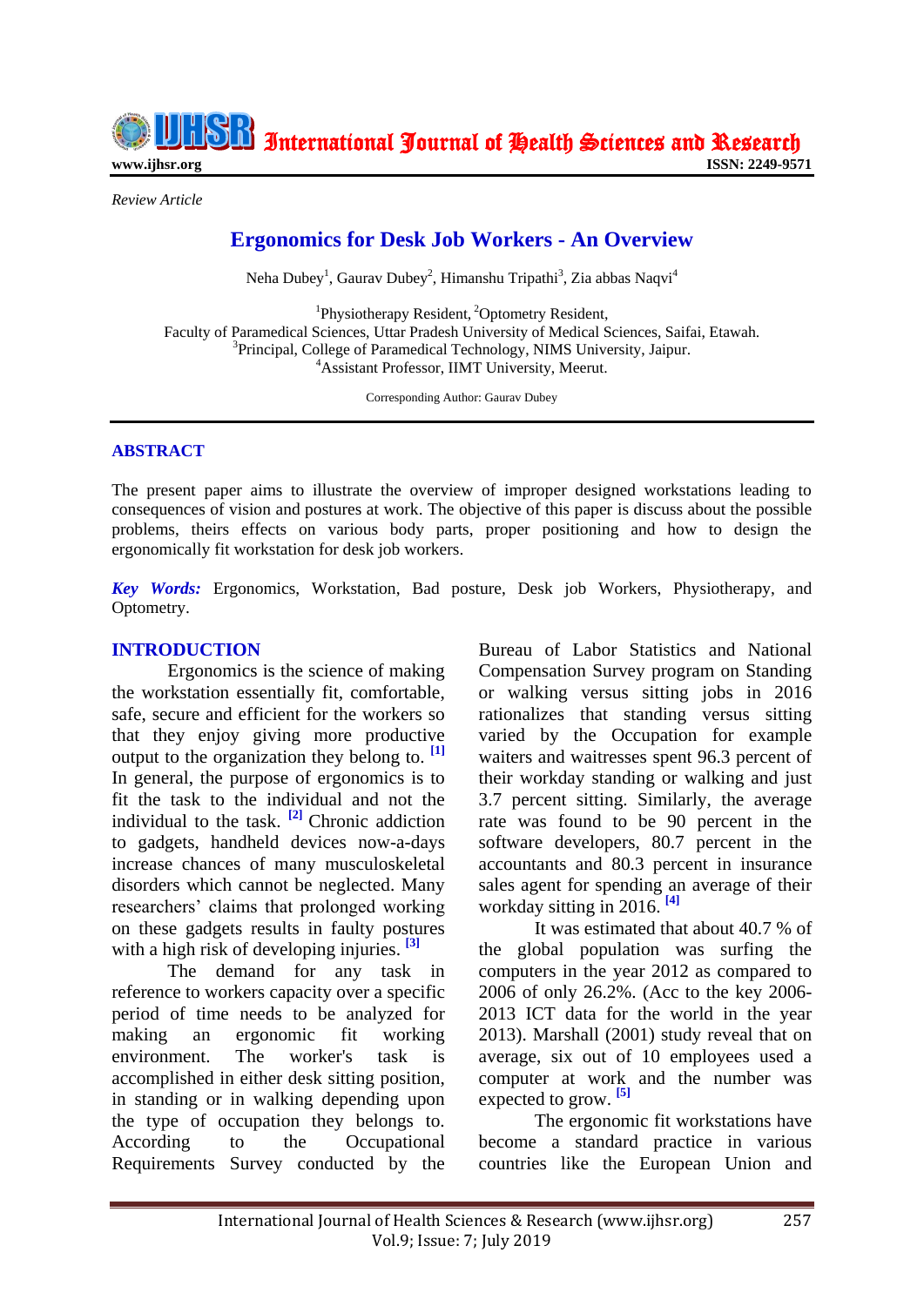*Review Article*

# Ergonomics for Desk Job Workers - An Overview

Neha Dubey[1], Gaurav Dubey[2], Himanshu Tripathi[3], Zia abbas Naqvi[4]

[1]Physiotherapy Resident, [2]Optometry Resident,
Faculty of Paramedical Sciences, Uttar Pradesh University of Medical Sciences, Saifai, Etawah.
[3]Principal, College of Paramedical Technology, NIMS University, Jaipur.
[4]Assistant Professor, IIMT University, Meerut.

Corresponding Author: Gaurav Dubey

## ABSTRACT

The present paper aims to illustrate the overview of improper designed workstations leading to consequences of vision and postures at work. The objective of this paper is discuss about the possible problems, theirs effects on various body parts, proper positioning and how to design the ergonomically fit workstation for desk job workers.

***Key Words:*** Ergonomics, Workstation, Bad posture, Desk job Workers, Physiotherapy, and Optometry.

## INTRODUCTION

Ergonomics is the science of making the workstation essentially fit, comfortable, safe, secure and efficient for the workers so that they enjoy giving more productive output to the organization they belong to. [1] In general, the purpose of ergonomics is to fit the task to the individual and not the individual to the task. [2] Chronic addiction to gadgets, handheld devices now-a-days increase chances of many musculoskeletal disorders which cannot be neglected. Many researchers' claims that prolonged working on these gadgets results in faulty postures with a high risk of developing injuries. [3]

The demand for any task in reference to workers capacity over a specific period of time needs to be analyzed for making an ergonomic fit working environment. The worker's task is accomplished in either desk sitting position, in standing or in walking depending upon the type of occupation they belongs to. According to the Occupational Requirements Survey conducted by the Bureau of Labor Statistics and National Compensation Survey program on Standing or walking versus sitting jobs in 2016 rationalizes that standing versus sitting varied by the Occupation for example waiters and waitresses spent 96.3 percent of their workday standing or walking and just 3.7 percent sitting. Similarly, the average rate was found to be 90 percent in the software developers, 80.7 percent in the accountants and 80.3 percent in insurance sales agent for spending an average of their workday sitting in 2016. [4]

It was estimated that about 40.7 % of the global population was surfing the computers in the year 2012 as compared to 2006 of only 26.2%. (Acc to the key 2006-2013 ICT data for the world in the year 2013). Marshall (2001) study reveal that on average, six out of 10 employees used a computer at work and the number was expected to grow. [5]

The ergonomic fit workstations have become a standard practice in various countries like the European Union and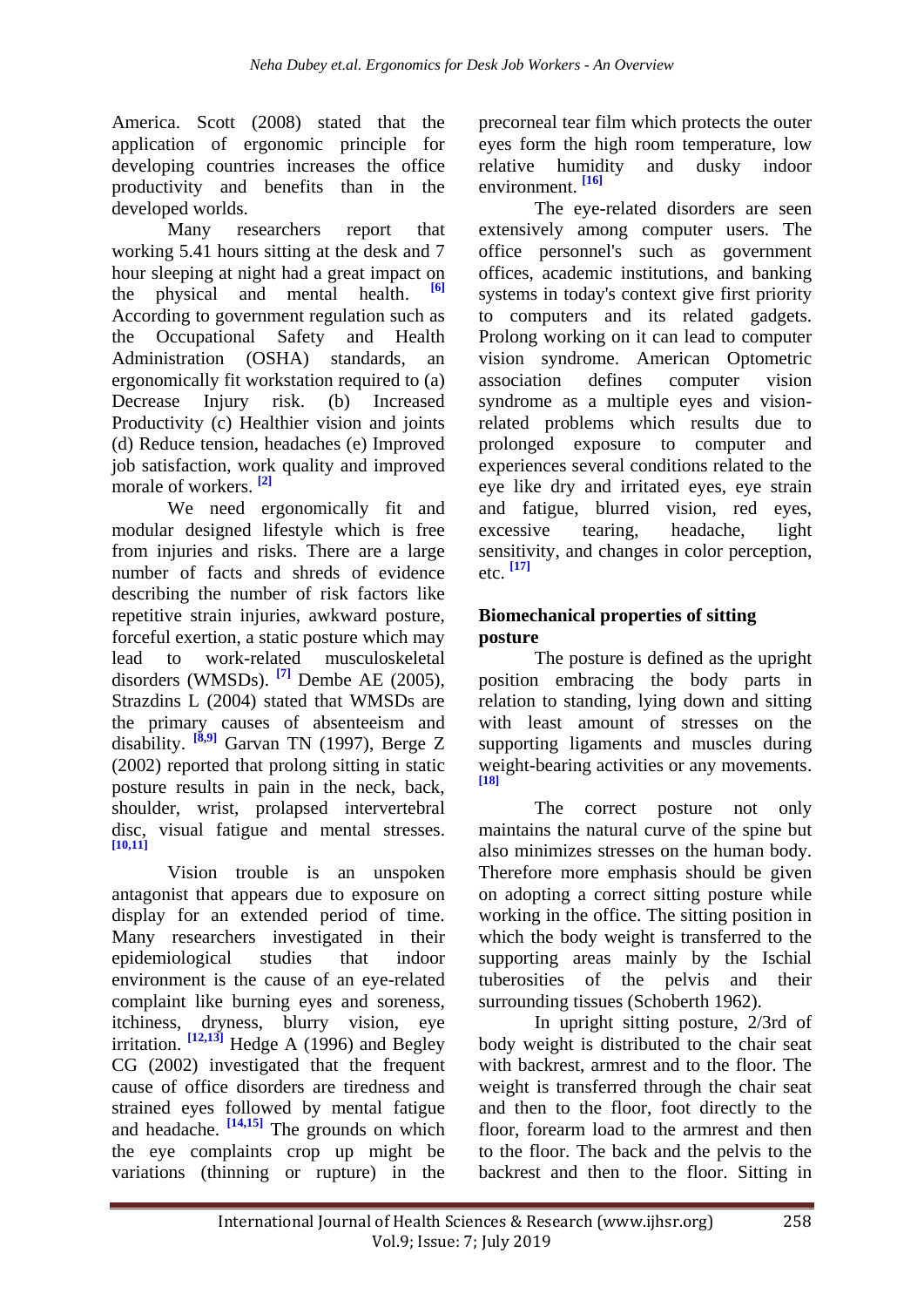America. Scott (2008) stated that the application of ergonomic principle for developing countries increases the office productivity and benefits than in the developed worlds.

Many researchers report that working 5.41 hours sitting at the desk and 7 hour sleeping at night had a great impact on the physical and mental health. [6] According to government regulation such as the Occupational Safety and Health Administration (OSHA) standards, an ergonomically fit workstation required to (a) Decrease Injury risk. (b) Increased Productivity (c) Healthier vision and joints (d) Reduce tension, headaches (e) Improved job satisfaction, work quality and improved morale of workers. [2]

We need ergonomically fit and modular designed lifestyle which is free from injuries and risks. There are a large number of facts and shreds of evidence describing the number of risk factors like repetitive strain injuries, awkward posture, forceful exertion, a static posture which may lead to work-related musculoskeletal disorders (WMSDs). [7] Dembe AE (2005), Strazdins L (2004) stated that WMSDs are the primary causes of absenteeism and disability. [8,9] Garvan TN (1997), Berge Z (2002) reported that prolong sitting in static posture results in pain in the neck, back, shoulder, wrist, prolapsed intervertebral disc, visual fatigue and mental stresses. [10,11]

Vision trouble is an unspoken antagonist that appears due to exposure on display for an extended period of time. Many researchers investigated in their epidemiological studies that indoor environment is the cause of an eye-related complaint like burning eyes and soreness, itchiness, dryness, blurry vision, eye irritation. [12,13] Hedge A (1996) and Begley CG (2002) investigated that the frequent cause of office disorders are tiredness and strained eyes followed by mental fatigue and headache. [14,15] The grounds on which the eye complaints crop up might be variations (thinning or rupture) in the precorneal tear film which protects the outer eyes form the high room temperature, low relative humidity and dusky indoor environment. [16]

The eye-related disorders are seen extensively among computer users. The office personnel's such as government offices, academic institutions, and banking systems in today's context give first priority to computers and its related gadgets. Prolong working on it can lead to computer vision syndrome. American Optometric association defines computer vision syndrome as a multiple eyes and vision-related problems which results due to prolonged exposure to computer and experiences several conditions related to the eye like dry and irritated eyes, eye strain and fatigue, blurred vision, red eyes, excessive tearing, headache, light sensitivity, and changes in color perception, etc. [17]

## Biomechanical properties of sitting posture

The posture is defined as the upright position embracing the body parts in relation to standing, lying down and sitting with least amount of stresses on the supporting ligaments and muscles during weight-bearing activities or any movements. [18]

The correct posture not only maintains the natural curve of the spine but also minimizes stresses on the human body. Therefore more emphasis should be given on adopting a correct sitting posture while working in the office. The sitting position in which the body weight is transferred to the supporting areas mainly by the Ischial tuberosities of the pelvis and their surrounding tissues (Schoberth 1962).

In upright sitting posture, 2/3rd of body weight is distributed to the chair seat with backrest, armrest and to the floor. The weight is transferred through the chair seat and then to the floor, foot directly to the floor, forearm load to the armrest and then to the floor. The back and the pelvis to the backrest and then to the floor. Sitting in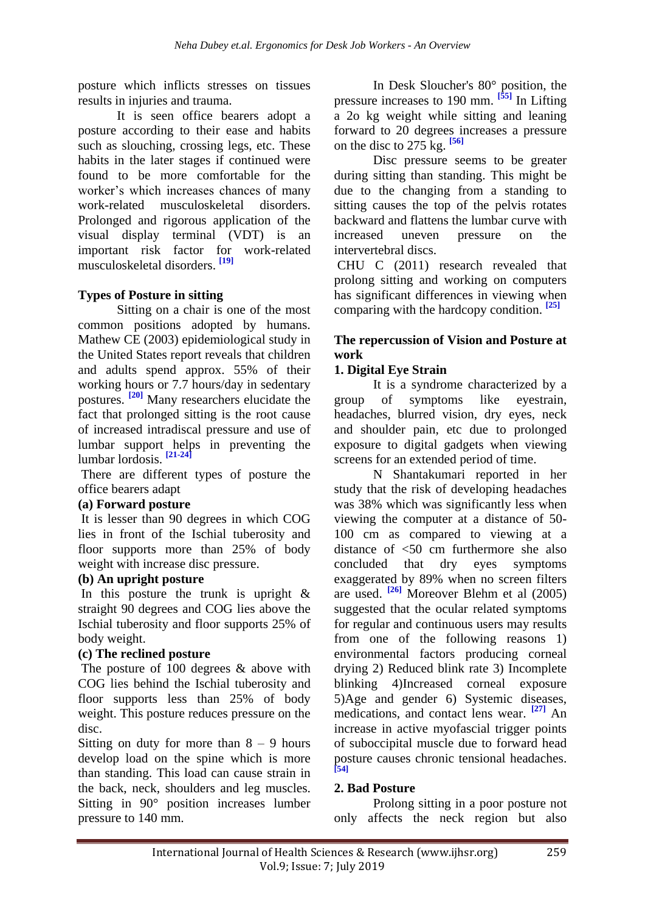posture which inflicts stresses on tissues results in injuries and trauma.

It is seen office bearers adopt a posture according to their ease and habits such as slouching, crossing legs, etc. These habits in the later stages if continued were found to be more comfortable for the worker's which increases chances of many work-related musculoskeletal disorders. Prolonged and rigorous application of the visual display terminal (VDT) is an important risk factor for work-related musculoskeletal disorders. [19]

## Types of Posture in sitting

Sitting on a chair is one of the most common positions adopted by humans. Mathew CE (2003) epidemiological study in the United States report reveals that children and adults spend approx. 55% of their working hours or 7.7 hours/day in sedentary postures. [20] Many researchers elucidate the fact that prolonged sitting is the root cause of increased intradiscal pressure and use of lumbar support helps in preventing the lumbar lordosis. [21-24]

There are different types of posture the office bearers adapt

**(a) Forward posture**

It is lesser than 90 degrees in which COG lies in front of the Ischial tuberosity and floor supports more than 25% of body weight with increase disc pressure.

**(b) An upright posture**

In this posture the trunk is upright & straight 90 degrees and COG lies above the Ischial tuberosity and floor supports 25% of body weight.

**(c) The reclined posture**

The posture of 100 degrees & above with COG lies behind the Ischial tuberosity and floor supports less than 25% of body weight. This posture reduces pressure on the disc.

Sitting on duty for more than 8 – 9 hours develop load on the spine which is more than standing. This load can cause strain in the back, neck, shoulders and leg muscles. Sitting in 90° position increases lumber pressure to 140 mm.

In Desk Sloucher's 80° position, the pressure increases to 190 mm. [55] In Lifting a 2o kg weight while sitting and leaning forward to 20 degrees increases a pressure on the disc to 275 kg. [56]

Disc pressure seems to be greater during sitting than standing. This might be due to the changing from a standing to sitting causes the top of the pelvis rotates backward and flattens the lumbar curve with increased uneven pressure on the intervertebral discs.

CHU C (2011) research revealed that prolong sitting and working on computers has significant differences in viewing when comparing with the hardcopy condition. [25]

## The repercussion of Vision and Posture at work

### 1. Digital Eye Strain

It is a syndrome characterized by a group of symptoms like eyestrain, headaches, blurred vision, dry eyes, neck and shoulder pain, etc due to prolonged exposure to digital gadgets when viewing screens for an extended period of time.

N Shantakumari reported in her study that the risk of developing headaches was 38% which was significantly less when viewing the computer at a distance of 50-100 cm as compared to viewing at a distance of <50 cm furthermore she also concluded that dry eyes symptoms exaggerated by 89% when no screen filters are used. [26] Moreover Blehm et al (2005) suggested that the ocular related symptoms for regular and continuous users may results from one of the following reasons 1) environmental factors producing corneal drying 2) Reduced blink rate 3) Incomplete blinking 4)Increased corneal exposure 5)Age and gender 6) Systemic diseases, medications, and contact lens wear. [27] An increase in active myofascial trigger points of suboccipital muscle due to forward head posture causes chronic tensional headaches. [54]

### 2. Bad Posture

Prolong sitting in a poor posture not only affects the neck region but also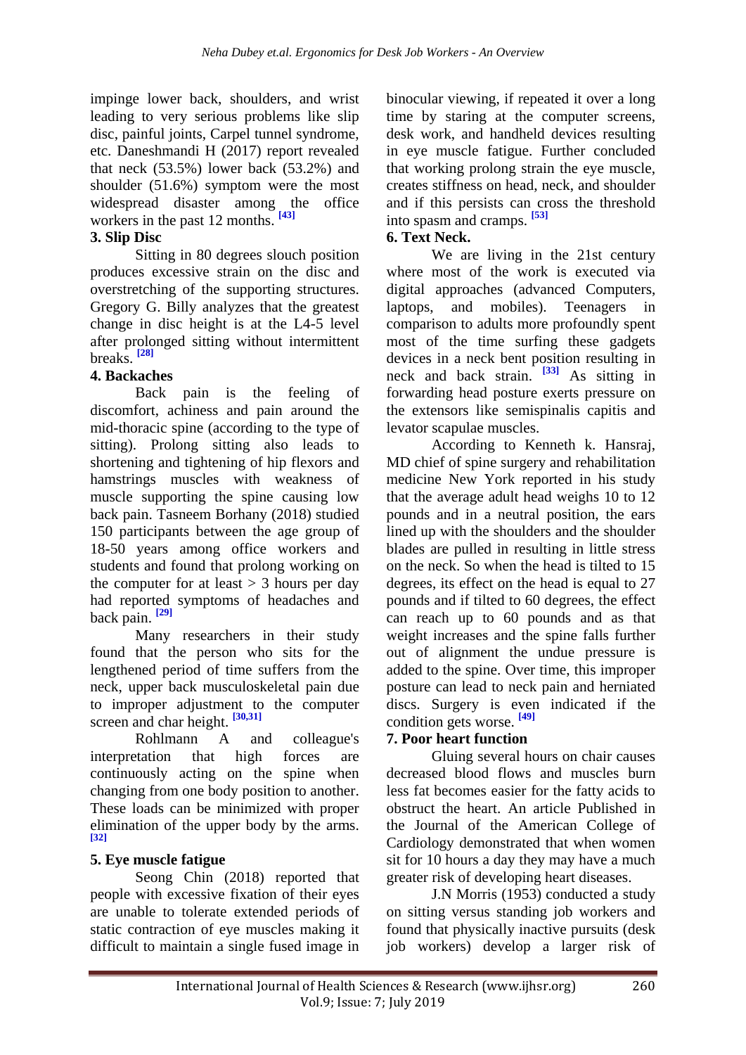impinge lower back, shoulders, and wrist leading to very serious problems like slip disc, painful joints, Carpel tunnel syndrome, etc. Daneshmandi H (2017) report revealed that neck (53.5%) lower back (53.2%) and shoulder (51.6%) symptom were the most widespread disaster among the office workers in the past 12 months. [43]

**3. Slip Disc**

Sitting in 80 degrees slouch position produces excessive strain on the disc and overstretching of the supporting structures. Gregory G. Billy analyzes that the greatest change in disc height is at the L4-5 level after prolonged sitting without intermittent breaks. [28]

**4. Backaches**

Back pain is the feeling of discomfort, achiness and pain around the mid-thoracic spine (according to the type of sitting). Prolong sitting also leads to shortening and tightening of hip flexors and hamstrings muscles with weakness of muscle supporting the spine causing low back pain. Tasneem Borhany (2018) studied 150 participants between the age group of 18-50 years among office workers and students and found that prolong working on the computer for at least > 3 hours per day had reported symptoms of headaches and back pain. [29]

Many researchers in their study found that the person who sits for the lengthened period of time suffers from the neck, upper back musculoskeletal pain due to improper adjustment to the computer screen and char height. [30,31]

Rohlmann A and colleague's interpretation that high forces are continuously acting on the spine when changing from one body position to another. These loads can be minimized with proper elimination of the upper body by the arms. [32]

**5. Eye muscle fatigue**

Seong Chin (2018) reported that people with excessive fixation of their eyes are unable to tolerate extended periods of static contraction of eye muscles making it difficult to maintain a single fused image in binocular viewing, if repeated it over a long time by staring at the computer screens, desk work, and handheld devices resulting in eye muscle fatigue. Further concluded that working prolong strain the eye muscle, creates stiffness on head, neck, and shoulder and if this persists can cross the threshold into spasm and cramps. [53]

**6. Text Neck.**

We are living in the 21st century where most of the work is executed via digital approaches (advanced Computers, laptops, and mobiles). Teenagers in comparison to adults more profoundly spent most of the time surfing these gadgets devices in a neck bent position resulting in neck and back strain. [33] As sitting in forwarding head posture exerts pressure on the extensors like semispinalis capitis and levator scapulae muscles.

According to Kenneth k. Hansraj, MD chief of spine surgery and rehabilitation medicine New York reported in his study that the average adult head weighs 10 to 12 pounds and in a neutral position, the ears lined up with the shoulders and the shoulder blades are pulled in resulting in little stress on the neck. So when the head is tilted to 15 degrees, its effect on the head is equal to 27 pounds and if tilted to 60 degrees, the effect can reach up to 60 pounds and as that weight increases and the spine falls further out of alignment the undue pressure is added to the spine. Over time, this improper posture can lead to neck pain and herniated discs. Surgery is even indicated if the condition gets worse. [49]

**7. Poor heart function**

Gluing several hours on chair causes decreased blood flows and muscles burn less fat becomes easier for the fatty acids to obstruct the heart. An article Published in the Journal of the American College of Cardiology demonstrated that when women sit for 10 hours a day they may have a much greater risk of developing heart diseases.

J.N Morris (1953) conducted a study on sitting versus standing job workers and found that physically inactive pursuits (desk job workers) develop a larger risk of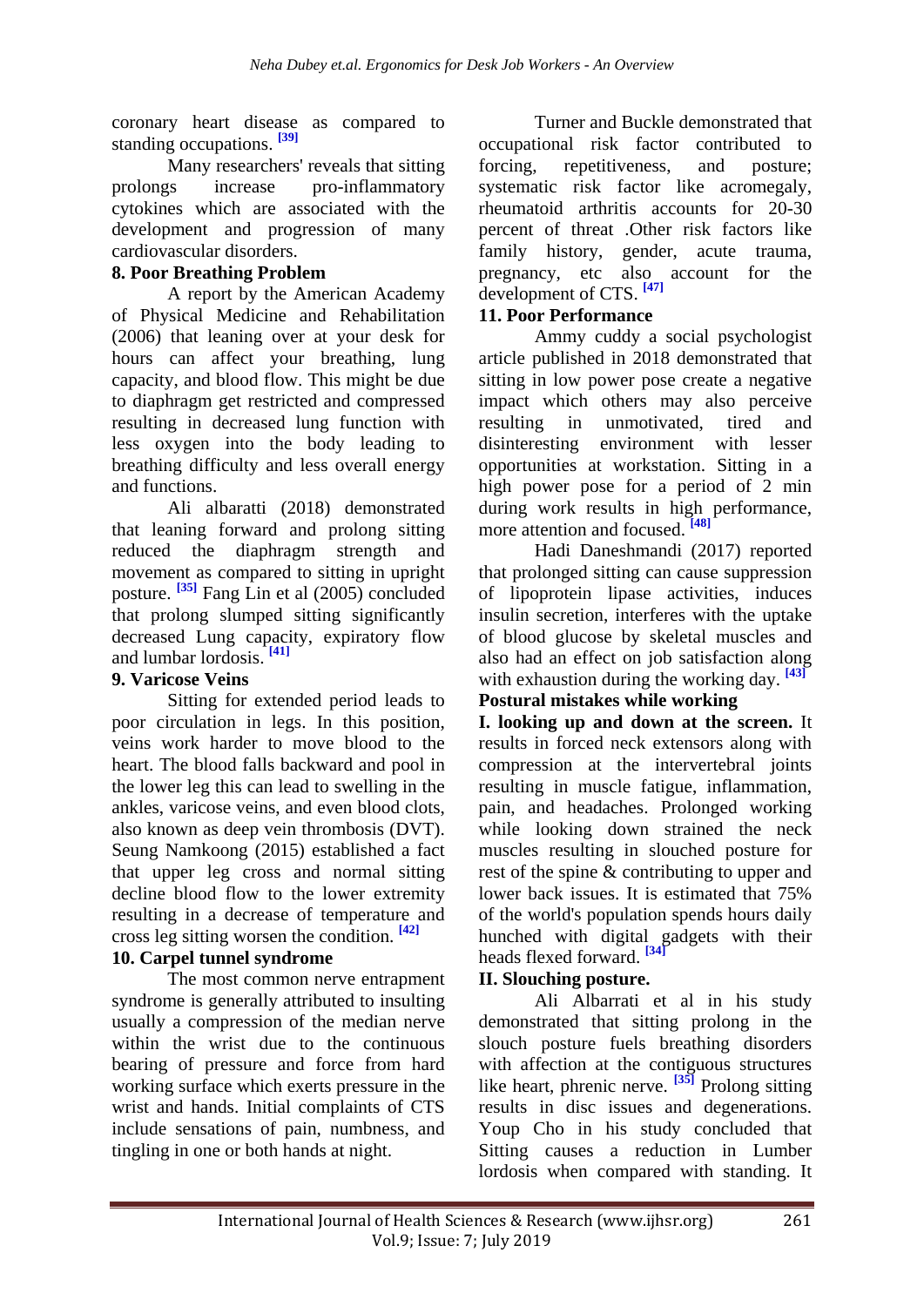coronary heart disease as compared to standing occupations. [39]

Many researchers' reveals that sitting prolongs increase pro-inflammatory cytokines which are associated with the development and progression of many cardiovascular disorders.

### 8. Poor Breathing Problem

A report by the American Academy of Physical Medicine and Rehabilitation (2006) that leaning over at your desk for hours can affect your breathing, lung capacity, and blood flow. This might be due to diaphragm get restricted and compressed resulting in decreased lung function with less oxygen into the body leading to breathing difficulty and less overall energy and functions.

Ali albaratti (2018) demonstrated that leaning forward and prolong sitting reduced the diaphragm strength and movement as compared to sitting in upright posture. [35] Fang Lin et al (2005) concluded that prolong slumped sitting significantly decreased Lung capacity, expiratory flow and lumbar lordosis. [41]

### 9. Varicose Veins

Sitting for extended period leads to poor circulation in legs. In this position, veins work harder to move blood to the heart. The blood falls backward and pool in the lower leg this can lead to swelling in the ankles, varicose veins, and even blood clots, also known as deep vein thrombosis (DVT). Seung Namkoong (2015) established a fact that upper leg cross and normal sitting decline blood flow to the lower extremity resulting in a decrease of temperature and cross leg sitting worsen the condition. [42]

### 10. Carpel tunnel syndrome

The most common nerve entrapment syndrome is generally attributed to insulting usually a compression of the median nerve within the wrist due to the continuous bearing of pressure and force from hard working surface which exerts pressure in the wrist and hands. Initial complaints of CTS include sensations of pain, numbness, and tingling in one or both hands at night.

Turner and Buckle demonstrated that occupational risk factor contributed to forcing, repetitiveness, and posture; systematic risk factor like acromegaly, rheumatoid arthritis accounts for 20-30 percent of threat .Other risk factors like family history, gender, acute trauma, pregnancy, etc also account for the development of CTS. [47]

### 11. Poor Performance

Ammy cuddy a social psychologist article published in 2018 demonstrated that sitting in low power pose create a negative impact which others may also perceive resulting in unmotivated, tired and disinteresting environment with lesser opportunities at workstation. Sitting in a high power pose for a period of 2 min during work results in high performance, more attention and focused. [48]

Hadi Daneshmandi (2017) reported that prolonged sitting can cause suppression of lipoprotein lipase activities, induces insulin secretion, interferes with the uptake of blood glucose by skeletal muscles and also had an effect on job satisfaction along with exhaustion during the working day. [43]

## Postural mistakes while working

**I. looking up and down at the screen.** It results in forced neck extensors along with compression at the intervertebral joints resulting in muscle fatigue, inflammation, pain, and headaches. Prolonged working while looking down strained the neck muscles resulting in slouched posture for rest of the spine & contributing to upper and lower back issues. It is estimated that 75% of the world's population spends hours daily hunched with digital gadgets with their heads flexed forward. [34]

**II. Slouching posture.**

Ali Albarrati et al in his study demonstrated that sitting prolong in the slouch posture fuels breathing disorders with affection at the contiguous structures like heart, phrenic nerve. [35] Prolong sitting results in disc issues and degenerations. Youp Cho in his study concluded that Sitting causes a reduction in Lumber lordosis when compared with standing. It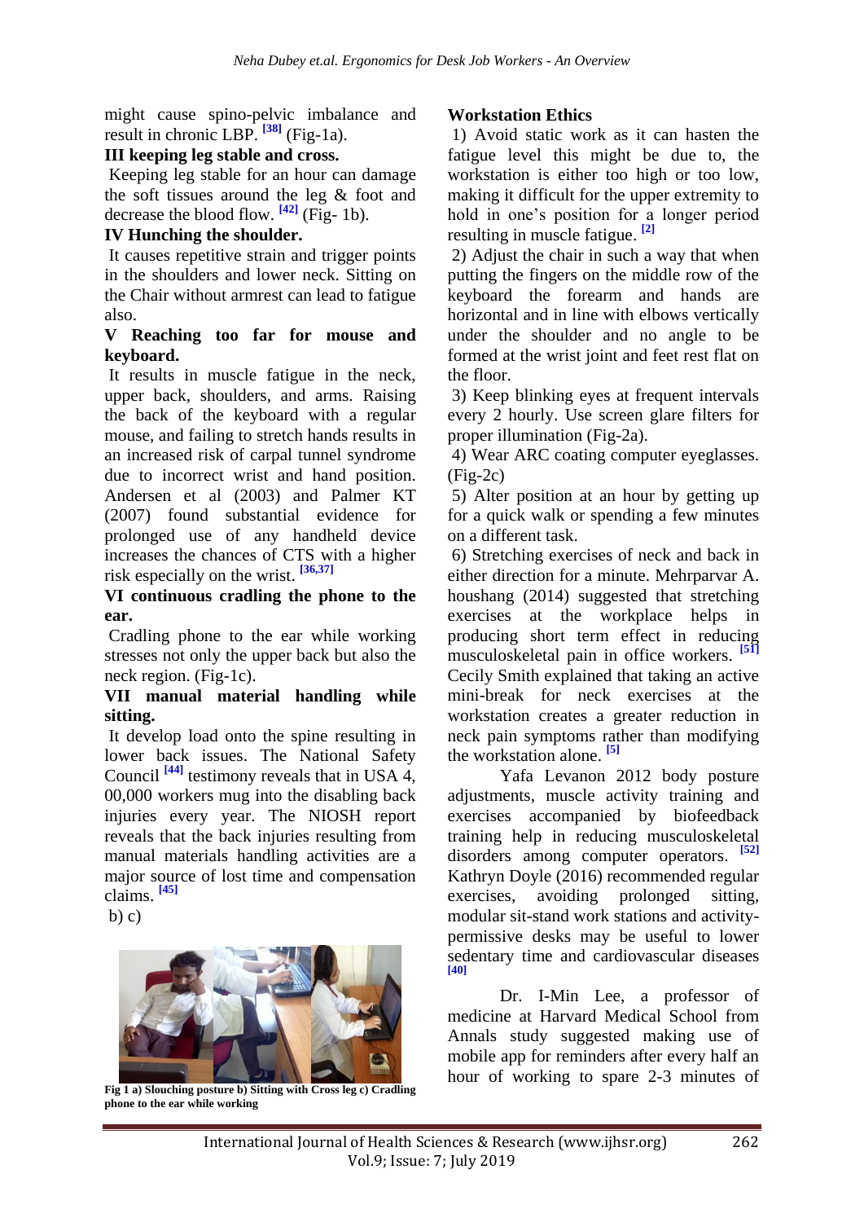might cause spino-pelvic imbalance and result in chronic LBP. [38] (Fig-1a).

**III keeping leg stable and cross.**

Keeping leg stable for an hour can damage the soft tissues around the leg & foot and decrease the blood flow. [42] (Fig- 1b).

**IV Hunching the shoulder.**

It causes repetitive strain and trigger points in the shoulders and lower neck. Sitting on the Chair without armrest can lead to fatigue also.

**V Reaching too far for mouse and keyboard.**

It results in muscle fatigue in the neck, upper back, shoulders, and arms. Raising the back of the keyboard with a regular mouse, and failing to stretch hands results in an increased risk of carpal tunnel syndrome due to incorrect wrist and hand position. Andersen et al (2003) and Palmer KT (2007) found substantial evidence for prolonged use of any handheld device increases the chances of CTS with a higher risk especially on the wrist. [36,37]

**VI continuous cradling the phone to the ear.**

Cradling phone to the ear while working stresses not only the upper back but also the neck region. (Fig-1c).

**VII manual material handling while sitting.**

It develop load onto the spine resulting in lower back issues. The National Safety Council [44] testimony reveals that in USA 4, 00,000 workers mug into the disabling back injuries every year. The NIOSH report reveals that the back injuries resulting from manual materials handling activities are a major source of lost time and compensation claims. [45]

b) c)

**Fig 1 a) Slouching posture b) Sitting with Cross leg c) Cradling phone to the ear while working**

**Workstation Ethics**

1) Avoid static work as it can hasten the fatigue level this might be due to, the workstation is either too high or too low, making it difficult for the upper extremity to hold in one's position for a longer period resulting in muscle fatigue. [2]

2) Adjust the chair in such a way that when putting the fingers on the middle row of the keyboard the forearm and hands are horizontal and in line with elbows vertically under the shoulder and no angle to be formed at the wrist joint and feet rest flat on the floor.

3) Keep blinking eyes at frequent intervals every 2 hourly. Use screen glare filters for proper illumination (Fig-2a).

4) Wear ARC coating computer eyeglasses. (Fig-2c)

5) Alter position at an hour by getting up for a quick walk or spending a few minutes on a different task.

6) Stretching exercises of neck and back in either direction for a minute. Mehrparvar A. houshang (2014) suggested that stretching exercises at the workplace helps in producing short term effect in reducing musculoskeletal pain in office workers. [51] Cecily Smith explained that taking an active mini-break for neck exercises at the workstation creates a greater reduction in neck pain symptoms rather than modifying the workstation alone. [5]

Yafa Levanon 2012 body posture adjustments, muscle activity training and exercises accompanied by biofeedback training help in reducing musculoskeletal disorders among computer operators. [52] Kathryn Doyle (2016) recommended regular exercises, avoiding prolonged sitting, modular sit-stand work stations and activity-permissive desks may be useful to lower sedentary time and cardiovascular diseases [40]

Dr. I-Min Lee, a professor of medicine at Harvard Medical School from Annals study suggested making use of mobile app for reminders after every half an hour of working to spare 2-3 minutes of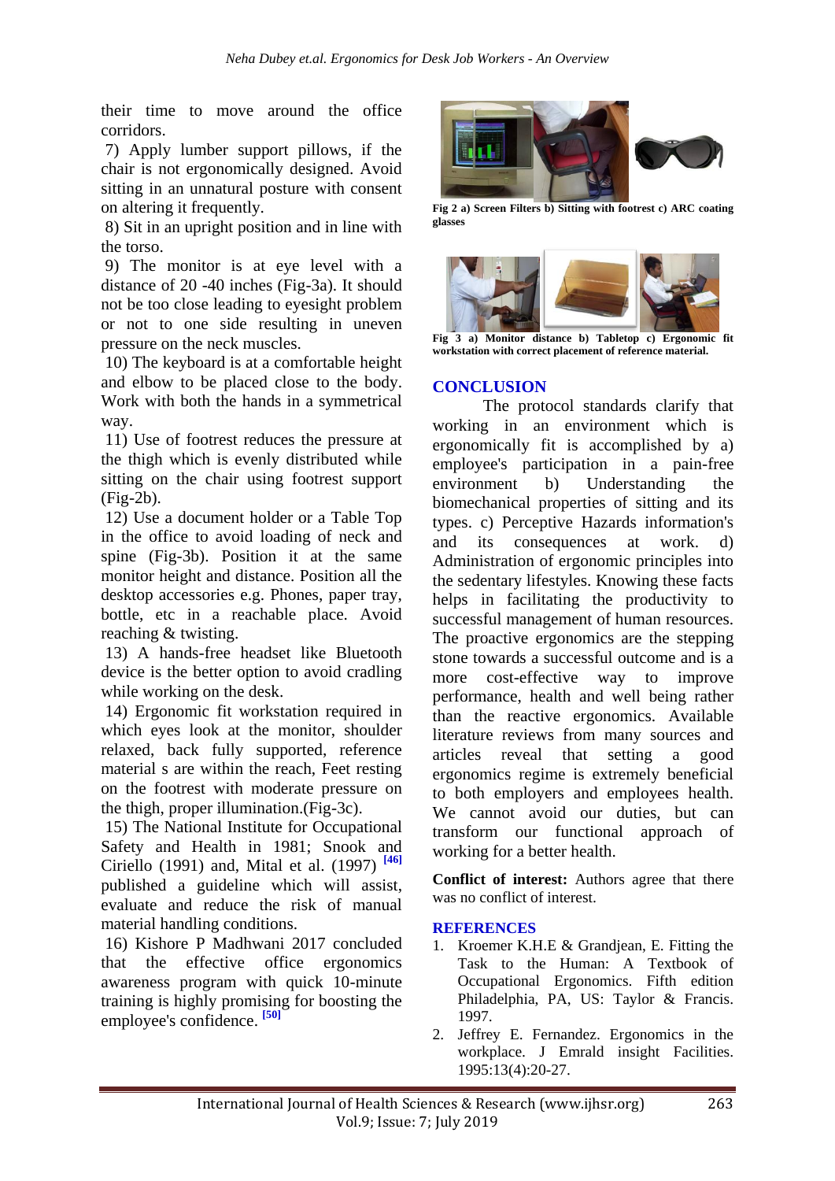their time to move around the office corridors.

7) Apply lumber support pillows, if the chair is not ergonomically designed. Avoid sitting in an unnatural posture with consent on altering it frequently.

8) Sit in an upright position and in line with the torso.

9) The monitor is at eye level with a distance of 20 -40 inches (Fig-3a). It should not be too close leading to eyesight problem or not to one side resulting in uneven pressure on the neck muscles.

10) The keyboard is at a comfortable height and elbow to be placed close to the body. Work with both the hands in a symmetrical way.

11) Use of footrest reduces the pressure at the thigh which is evenly distributed while sitting on the chair using footrest support (Fig-2b).

12) Use a document holder or a Table Top in the office to avoid loading of neck and spine (Fig-3b). Position it at the same monitor height and distance. Position all the desktop accessories e.g. Phones, paper tray, bottle, etc in a reachable place. Avoid reaching & twisting.

13) A hands-free headset like Bluetooth device is the better option to avoid cradling while working on the desk.

14) Ergonomic fit workstation required in which eyes look at the monitor, shoulder relaxed, back fully supported, reference material s are within the reach, Feet resting on the footrest with moderate pressure on the thigh, proper illumination.(Fig-3c).

15) The National Institute for Occupational Safety and Health in 1981; Snook and Ciriello (1991) and, Mital et al. (1997) [46] published a guideline which will assist, evaluate and reduce the risk of manual material handling conditions.

16) Kishore P Madhwani 2017 concluded that the effective office ergonomics awareness program with quick 10-minute training is highly promising for boosting the employee's confidence. [50]

**Fig 2 a) Screen Filters b) Sitting with footrest c) ARC coating glasses**

**Fig 3 a) Monitor distance b) Tabletop c) Ergonomic fit workstation with correct placement of reference material.**

## CONCLUSION

The protocol standards clarify that working in an environment which is ergonomically fit is accomplished by a) employee's participation in a pain-free environment b) Understanding the biomechanical properties of sitting and its types. c) Perceptive Hazards information's and its consequences at work. d) Administration of ergonomic principles into the sedentary lifestyles. Knowing these facts helps in facilitating the productivity to successful management of human resources. The proactive ergonomics are the stepping stone towards a successful outcome and is a more cost-effective way to improve performance, health and well being rather than the reactive ergonomics. Available literature reviews from many sources and articles reveal that setting a good ergonomics regime is extremely beneficial to both employers and employees health. We cannot avoid our duties, but can transform our functional approach of working for a better health.

**Conflict of interest:** Authors agree that there was no conflict of interest.

## REFERENCES

1. Kroemer K.H.E & Grandjean, E. Fitting the Task to the Human: A Textbook of Occupational Ergonomics. Fifth edition Philadelphia, PA, US: Taylor & Francis. 1997.
2. Jeffrey E. Fernandez. Ergonomics in the workplace. J Emrald insight Facilities. 1995:13(4):20-27.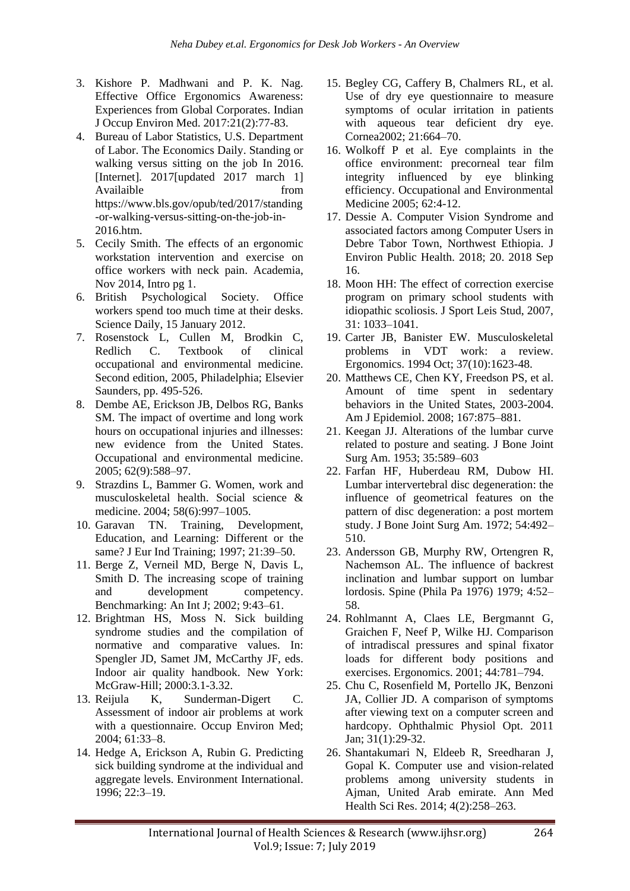3. Kishore P. Madhwani and P. K. Nag. Effective Office Ergonomics Awareness: Experiences from Global Corporates. Indian J Occup Environ Med. 2017:21(2):77-83.
4. Bureau of Labor Statistics, U.S. Department of Labor. The Economics Daily. Standing or walking versus sitting on the job In 2016. [Internet]. 2017[updated 2017 march 1] Availaible from https://www.bls.gov/opub/ted/2017/standing-or-walking-versus-sitting-on-the-job-in-2016.htm.
5. Cecily Smith. The effects of an ergonomic workstation intervention and exercise on office workers with neck pain. Academia, Nov 2014, Intro pg 1.
6. British Psychological Society. Office workers spend too much time at their desks. Science Daily, 15 January 2012.
7. Rosenstock L, Cullen M, Brodkin C, Redlich C. Textbook of clinical occupational and environmental medicine. Second edition, 2005, Philadelphia; Elsevier Saunders, pp. 495-526.
8. Dembe AE, Erickson JB, Delbos RG, Banks SM. The impact of overtime and long work hours on occupational injuries and illnesses: new evidence from the United States. Occupational and environmental medicine. 2005; 62(9):588–97.
9. Strazdins L, Bammer G. Women, work and musculoskeletal health. Social science & medicine. 2004; 58(6):997–1005.
10. Garavan TN. Training, Development, Education, and Learning: Different or the same? J Eur Ind Training; 1997; 21:39–50.
11. Berge Z, Verneil MD, Berge N, Davis L, Smith D. The increasing scope of training and development competency. Benchmarking: An Int J; 2002; 9:43–61.
12. Brightman HS, Moss N. Sick building syndrome studies and the compilation of normative and comparative values. In: Spengler JD, Samet JM, McCarthy JF, eds. Indoor air quality handbook. New York: McGraw-Hill; 2000:3.1-3.32.
13. Reijula K, Sunderman-Digert C. Assessment of indoor air problems at work with a questionnaire. Occup Environ Med; 2004; 61:33–8.
14. Hedge A, Erickson A, Rubin G. Predicting sick building syndrome at the individual and aggregate levels. Environment International. 1996; 22:3–19.
15. Begley CG, Caffery B, Chalmers RL, et al. Use of dry eye questionnaire to measure symptoms of ocular irritation in patients with aqueous tear deficient dry eye. Cornea2002; 21:664–70.
16. Wolkoff P et al. Eye complaints in the office environment: precorneal tear film integrity influenced by eye blinking efficiency. Occupational and Environmental Medicine 2005; 62:4-12.
17. Dessie A. Computer Vision Syndrome and associated factors among Computer Users in Debre Tabor Town, Northwest Ethiopia. J Environ Public Health. 2018; 20. 2018 Sep 16.
18. Moon HH: The effect of correction exercise program on primary school students with idiopathic scoliosis. J Sport Leis Stud, 2007, 31: 1033–1041.
19. Carter JB, Banister EW. Musculoskeletal problems in VDT work: a review. Ergonomics. 1994 Oct; 37(10):1623-48.
20. Matthews CE, Chen KY, Freedson PS, et al. Amount of time spent in sedentary behaviors in the United States, 2003-2004. Am J Epidemiol. 2008; 167:875–881.
21. Keegan JJ. Alterations of the lumbar curve related to posture and seating. J Bone Joint Surg Am. 1953; 35:589–603
22. Farfan HF, Huberdeau RM, Dubow HI. Lumbar intervertebral disc degeneration: the influence of geometrical features on the pattern of disc degeneration: a post mortem study. J Bone Joint Surg Am. 1972; 54:492–510.
23. Andersson GB, Murphy RW, Ortengren R, Nachemson AL. The influence of backrest inclination and lumbar support on lumbar lordosis. Spine (Phila Pa 1976) 1979; 4:52–58.
24. Rohlmannt A, Claes LE, Bergmannt G, Graichen F, Neef P, Wilke HJ. Comparison of intradiscal pressures and spinal fixator loads for different body positions and exercises. Ergonomics. 2001; 44:781–794.
25. Chu C, Rosenfield M, Portello JK, Benzoni JA, Collier JD. A comparison of symptoms after viewing text on a computer screen and hardcopy. Ophthalmic Physiol Opt. 2011 Jan; 31(1):29-32.
26. Shantakumari N, Eldeeb R, Sreedharan J, Gopal K. Computer use and vision-related problems among university students in Ajman, United Arab emirate. Ann Med Health Sci Res. 2014; 4(2):258–263.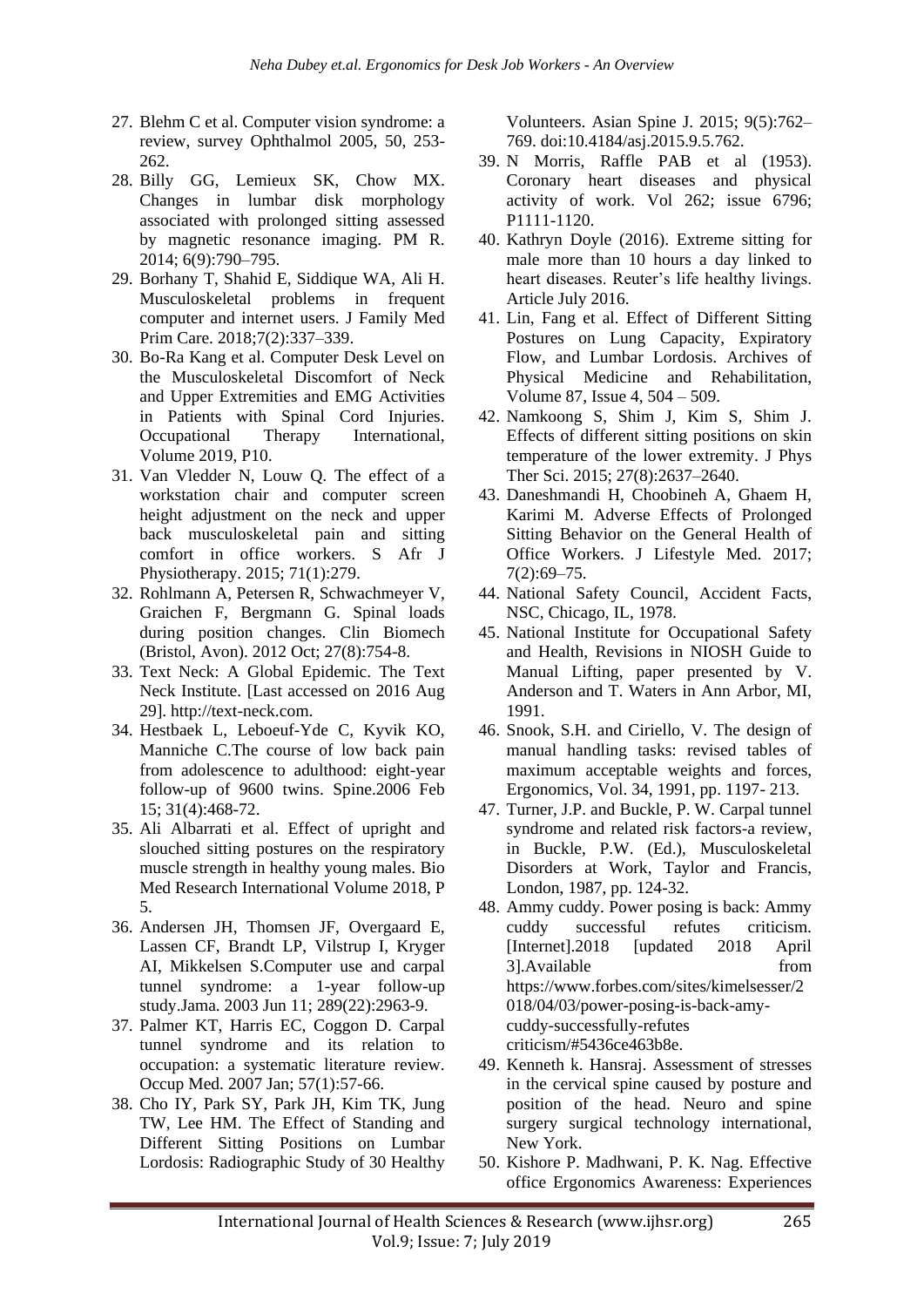27. Blehm C et al. Computer vision syndrome: a review, survey Ophthalmol 2005, 50, 253-262.
28. Billy GG, Lemieux SK, Chow MX. Changes in lumbar disk morphology associated with prolonged sitting assessed by magnetic resonance imaging. PM R. 2014; 6(9):790–795.
29. Borhany T, Shahid E, Siddique WA, Ali H. Musculoskeletal problems in frequent computer and internet users. J Family Med Prim Care. 2018;7(2):337–339.
30. Bo-Ra Kang et al. Computer Desk Level on the Musculoskeletal Discomfort of Neck and Upper Extremities and EMG Activities in Patients with Spinal Cord Injuries. Occupational Therapy International, Volume 2019, P10.
31. Van Vledder N, Louw Q. The effect of a workstation chair and computer screen height adjustment on the neck and upper back musculoskeletal pain and sitting comfort in office workers. S Afr J Physiotherapy. 2015; 71(1):279.
32. Rohlmann A, Petersen R, Schwachmeyer V, Graichen F, Bergmann G. Spinal loads during position changes. Clin Biomech (Bristol, Avon). 2012 Oct; 27(8):754-8.
33. Text Neck: A Global Epidemic. The Text Neck Institute. [Last accessed on 2016 Aug 29]. http://text-neck.com.
34. Hestbaek L, Leboeuf-Yde C, Kyvik KO, Manniche C.The course of low back pain from adolescence to adulthood: eight-year follow-up of 9600 twins. Spine.2006 Feb 15; 31(4):468-72.
35. Ali Albarrati et al. Effect of upright and slouched sitting postures on the respiratory muscle strength in healthy young males. Bio Med Research International Volume 2018, P 5.
36. Andersen JH, Thomsen JF, Overgaard E, Lassen CF, Brandt LP, Vilstrup I, Kryger AI, Mikkelsen S.Computer use and carpal tunnel syndrome: a 1-year follow-up study.Jama. 2003 Jun 11; 289(22):2963-9.
37. Palmer KT, Harris EC, Coggon D. Carpal tunnel syndrome and its relation to occupation: a systematic literature review. Occup Med. 2007 Jan; 57(1):57-66.
38. Cho IY, Park SY, Park JH, Kim TK, Jung TW, Lee HM. The Effect of Standing and Different Sitting Positions on Lumbar Lordosis: Radiographic Study of 30 Healthy Volunteers. Asian Spine J. 2015; 9(5):762–769. doi:10.4184/asj.2015.9.5.762.
39. N Morris, Raffle PAB et al (1953). Coronary heart diseases and physical activity of work. Vol 262; issue 6796; P1111-1120.
40. Kathryn Doyle (2016). Extreme sitting for male more than 10 hours a day linked to heart diseases. Reuter's life healthy livings. Article July 2016.
41. Lin, Fang et al. Effect of Different Sitting Postures on Lung Capacity, Expiratory Flow, and Lumbar Lordosis. Archives of Physical Medicine and Rehabilitation, Volume 87, Issue 4, 504 – 509.
42. Namkoong S, Shim J, Kim S, Shim J. Effects of different sitting positions on skin temperature of the lower extremity. J Phys Ther Sci. 2015; 27(8):2637–2640.
43. Daneshmandi H, Choobineh A, Ghaem H, Karimi M. Adverse Effects of Prolonged Sitting Behavior on the General Health of Office Workers. J Lifestyle Med. 2017; 7(2):69–75.
44. National Safety Council, Accident Facts, NSC, Chicago, IL, 1978.
45. National Institute for Occupational Safety and Health, Revisions in NIOSH Guide to Manual Lifting, paper presented by V. Anderson and T. Waters in Ann Arbor, MI, 1991.
46. Snook, S.H. and Ciriello, V. The design of manual handling tasks: revised tables of maximum acceptable weights and forces, Ergonomics, Vol. 34, 1991, pp. 1197- 213.
47. Turner, J.P. and Buckle, P. W. Carpal tunnel syndrome and related risk factors-a review, in Buckle, P.W. (Ed.), Musculoskeletal Disorders at Work, Taylor and Francis, London, 1987, pp. 124-32.
48. Ammy cuddy. Power posing is back: Ammy cuddy successful refutes criticism. [Internet].2018 [updated 2018 April 3].Available from https://www.forbes.com/sites/kimelsesser/2018/04/03/power-posing-is-back-amy-cuddy-successfully-refutes criticism/#5436ce463b8e.
49. Kenneth k. Hansraj. Assessment of stresses in the cervical spine caused by posture and position of the head. Neuro and spine surgery surgical technology international, New York.
50. Kishore P. Madhwani, P. K. Nag. Effective office Ergonomics Awareness: Experiences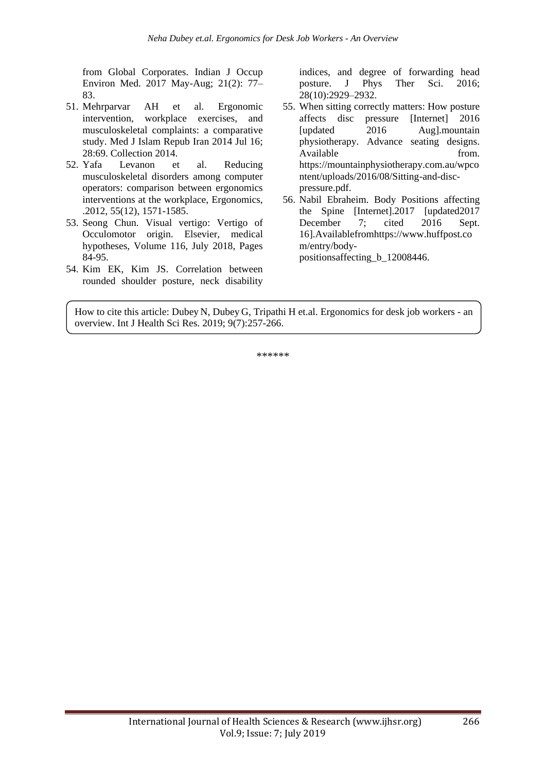from Global Corporates. Indian J Occup Environ Med. 2017 May-Aug; 21(2): 77–83.

51. Mehrparvar AH et al. Ergonomic intervention, workplace exercises, and musculoskeletal complaints: a comparative study. Med J Islam Repub Iran 2014 Jul 16; 28:69. Collection 2014.
52. Yafa Levanon et al. Reducing musculoskeletal disorders among computer operators: comparison between ergonomics interventions at the workplace, Ergonomics, .2012, 55(12), 1571-1585.
53. Seong Chun. Visual vertigo: Vertigo of Occulomotor origin. Elsevier, medical hypotheses, Volume 116, July 2018, Pages 84-95.
54. Kim EK, Kim JS. Correlation between rounded shoulder posture, neck disability indices, and degree of forwarding head posture. J Phys Ther Sci. 2016; 28(10):2929–2932.
55. When sitting correctly matters: How posture affects disc pressure [Internet] 2016 [updated 2016 Aug].mountain physiotherapy. Advance seating designs. Available from. https://mountainphysiotherapy.com.au/wpcontent/uploads/2016/08/Sitting-and-disc-pressure.pdf.
56. Nabil Ebraheim. Body Positions affecting the Spine [Internet].2017 [updated2017 December 7; cited 2016 Sept. 16].Availablefromhttps://www.huffpost.com/entry/body-positionsaffecting_b_12008446.

How to cite this article: Dubey N, Dubey G, Tripathi H et.al. Ergonomics for desk job workers - an overview. Int J Health Sci Res. 2019; 9(7):257-266.

******